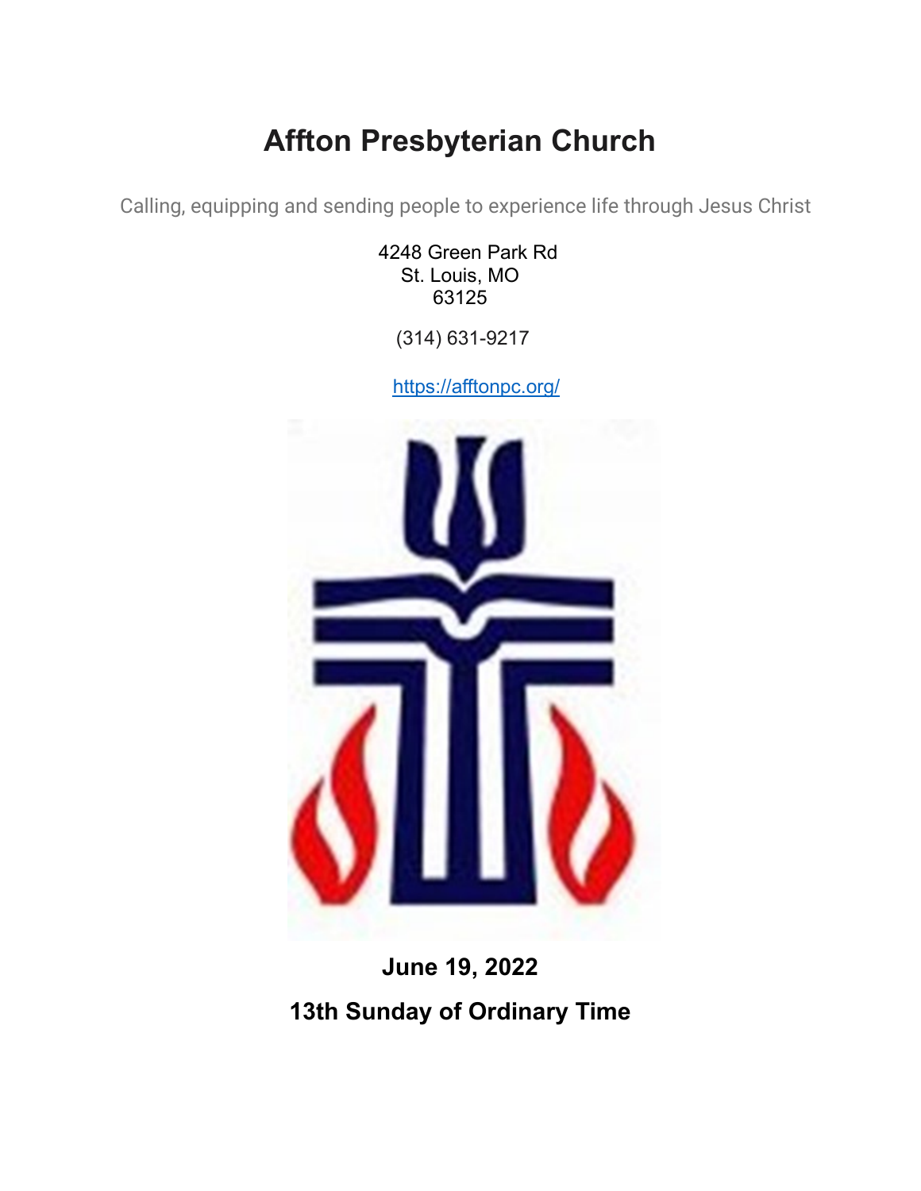# Affton Presbyterian Church

Calling, equipping and sending people to experience life through Jesus Christ

4248 Green Park Rd
St. Louis, MO
63125

(314) 631-9217

https://afftonpc.org/

**June 19, 2022**

**13th Sunday of Ordinary Time**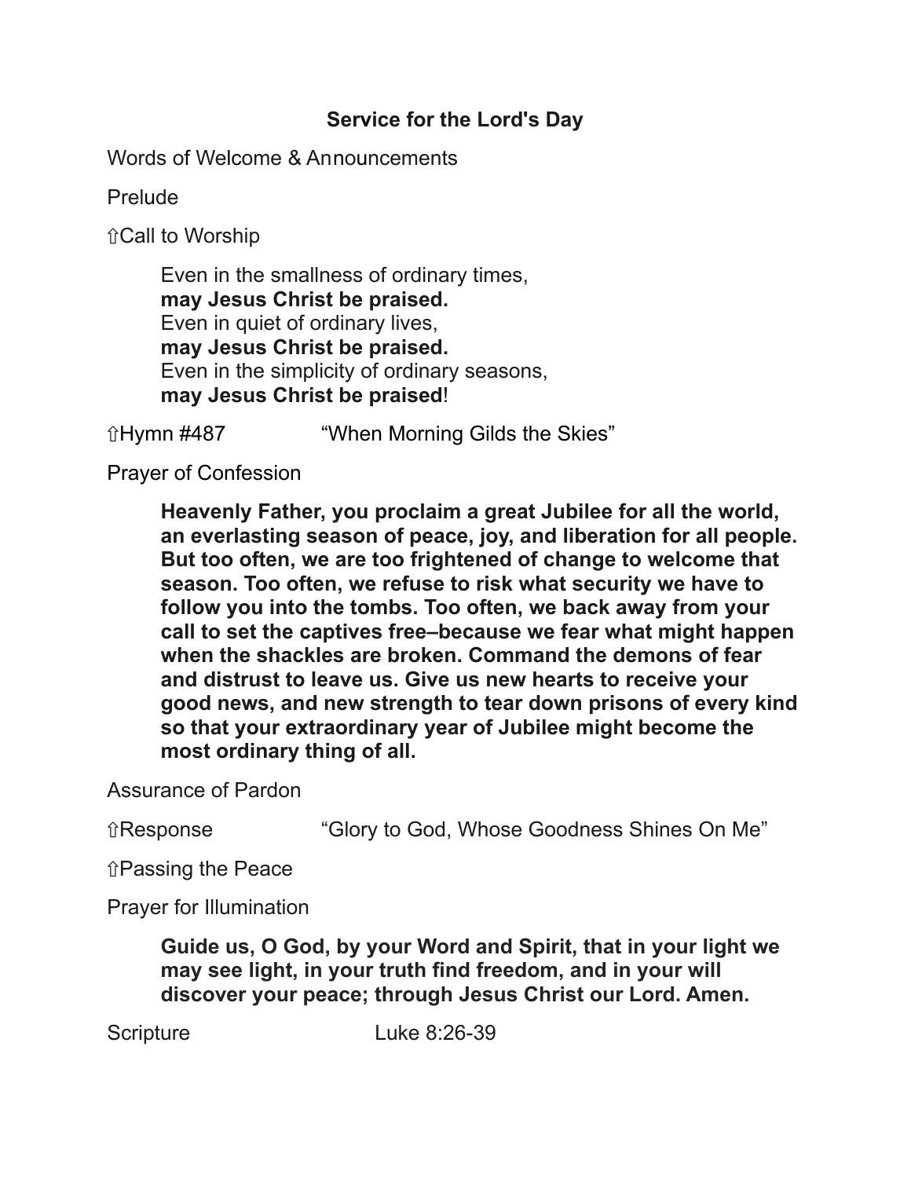## Service for the Lord's Day

Words of Welcome & Announcements

Prelude

⇧Call to Worship

> Even in the smallness of ordinary times,
> **may Jesus Christ be praised.**
> Even in quiet of ordinary lives,
> **may Jesus Christ be praised.**
> Even in the simplicity of ordinary seasons,
> **may Jesus Christ be praised**!

⇧Hymn #487 "When Morning Gilds the Skies"

Prayer of Confession

> **Heavenly Father, you proclaim a great Jubilee for all the world, an everlasting season of peace, joy, and liberation for all people. But too often, we are too frightened of change to welcome that season. Too often, we refuse to risk what security we have to follow you into the tombs. Too often, we back away from your call to set the captives free–because we fear what might happen when the shackles are broken. Command the demons of fear and distrust to leave us. Give us new hearts to receive your good news, and new strength to tear down prisons of every kind so that your extraordinary year of Jubilee might become the most ordinary thing of all.**

Assurance of Pardon

⇧Response "Glory to God, Whose Goodness Shines On Me"

⇧Passing the Peace

Prayer for Illumination

> **Guide us, O God, by your Word and Spirit, that in your light we may see light, in your truth find freedom, and in your will discover your peace; through Jesus Christ our Lord. Amen.**

Scripture Luke 8:26-39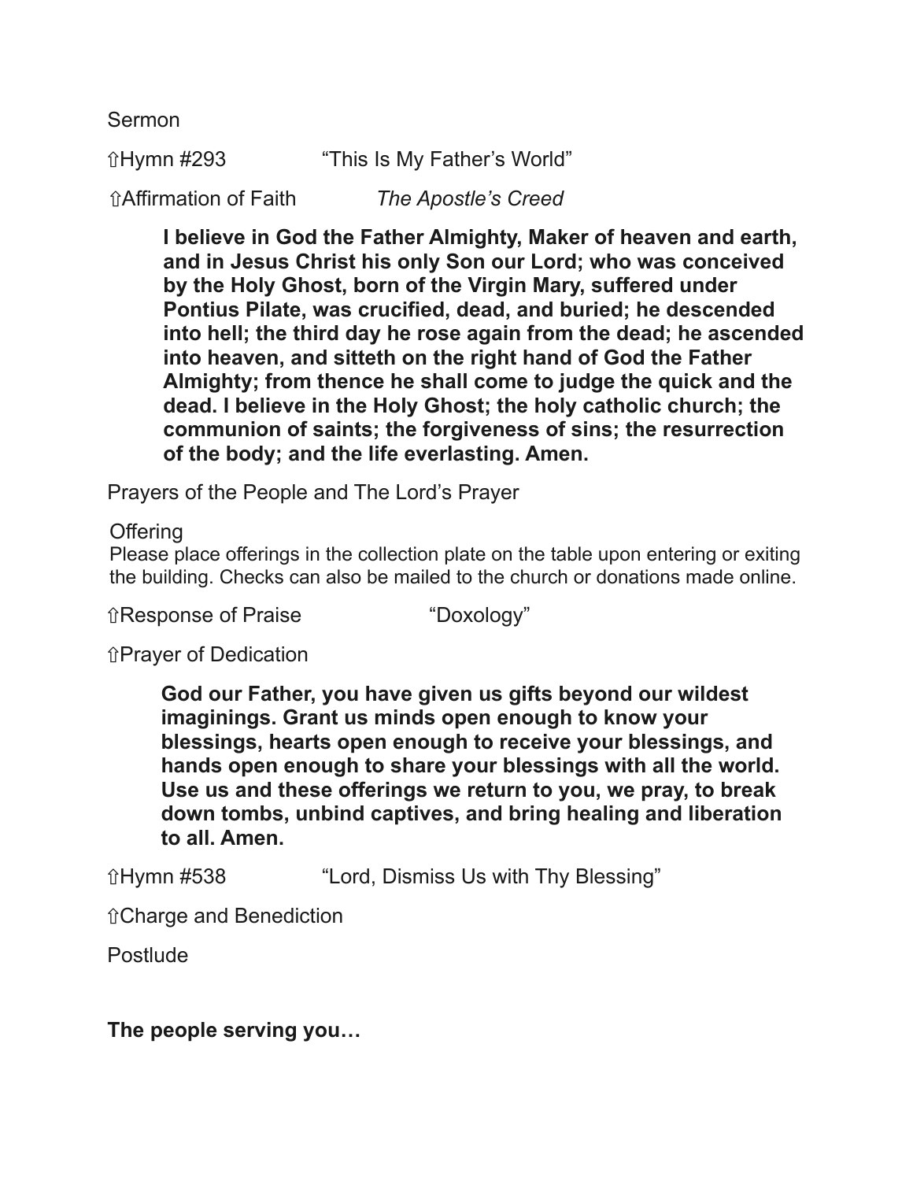Sermon

⇧Hymn #293 “This Is My Father’s World”

⇧Affirmation of Faith *The Apostle’s Creed*

> **I believe in God the Father Almighty, Maker of heaven and earth, and in Jesus Christ his only Son our Lord; who was conceived by the Holy Ghost, born of the Virgin Mary, suffered under Pontius Pilate, was crucified, dead, and buried; he descended into hell; the third day he rose again from the dead; he ascended into heaven, and sitteth on the right hand of God the Father Almighty; from thence he shall come to judge the quick and the dead. I believe in the Holy Ghost; the holy catholic church; the communion of saints; the forgiveness of sins; the resurrection of the body; and the life everlasting. Amen.**

Prayers of the People and The Lord’s Prayer

Offering
Please place offerings in the collection plate on the table upon entering or exiting the building. Checks can also be mailed to the church or donations made online.

⇧Response of Praise “Doxology”

⇧Prayer of Dedication

> **God our Father, you have given us gifts beyond our wildest imaginings. Grant us minds open enough to know your blessings, hearts open enough to receive your blessings, and hands open enough to share your blessings with all the world. Use us and these offerings we return to you, we pray, to break down tombs, unbind captives, and bring healing and liberation to all. Amen.**

⇧Hymn #538 “Lord, Dismiss Us with Thy Blessing”

⇧Charge and Benediction

Postlude

**The people serving you…**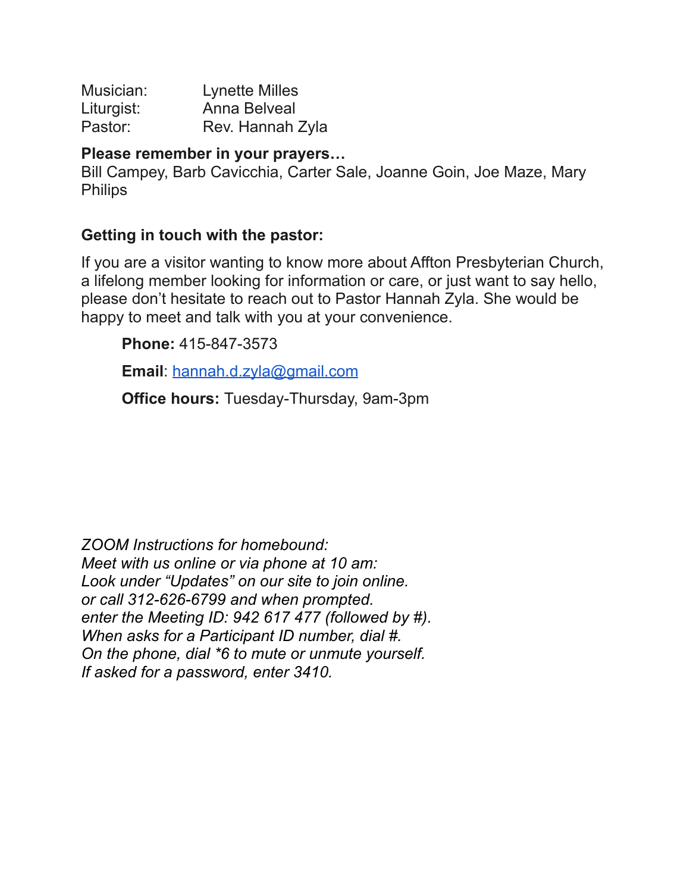| | |
|---|---|
| Musician: | Lynette Milles |
| Liturgist: | Anna Belveal |
| Pastor: | Rev. Hannah Zyla |

**Please remember in your prayers…**
Bill Campey, Barb Cavicchia, Carter Sale, Joanne Goin, Joe Maze, Mary Philips

**Getting in touch with the pastor:**

If you are a visitor wanting to know more about Affton Presbyterian Church, a lifelong member looking for information or care, or just want to say hello, please don't hesitate to reach out to Pastor Hannah Zyla. She would be happy to meet and talk with you at your convenience.

> **Phone:** 415-847-3573
>
> **Email**: hannah.d.zyla@gmail.com
>
> **Office hours:** Tuesday-Thursday, 9am-3pm

*ZOOM Instructions for homebound:*
*Meet with us online or via phone at 10 am:*
*Look under "Updates" on our site to join online.*
*or call 312-626-6799 and when prompted.*
*enter the Meeting ID: 942 617 477 (followed by #).*
*When asks for a Participant ID number, dial #.*
*On the phone, dial *6 to mute or unmute yourself.*
*If asked for a password, enter 3410.*